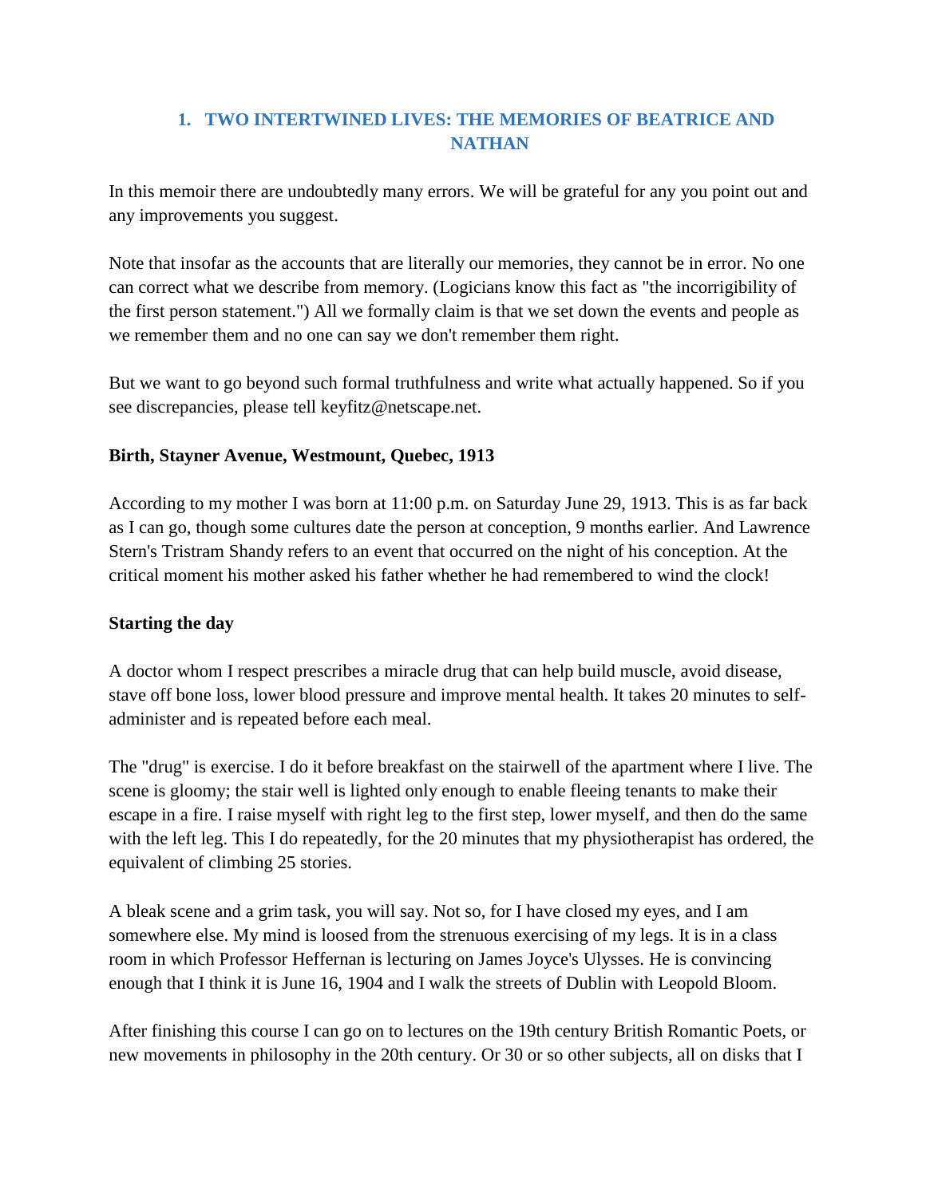## 1. TWO INTERTWINED LIVES: THE MEMORIES OF BEATRICE AND NATHAN

In this memoir there are undoubtedly many errors. We will be grateful for any you point out and any improvements you suggest.

Note that insofar as the accounts that are literally our memories, they cannot be in error. No one can correct what we describe from memory. (Logicians know this fact as "the incorrigibility of the first person statement.") All we formally claim is that we set down the events and people as we remember them and no one can say we don't remember them right.

But we want to go beyond such formal truthfulness and write what actually happened. So if you see discrepancies, please tell keyfitz@netscape.net.

**Birth, Stayner Avenue, Westmount, Quebec, 1913**

According to my mother I was born at 11:00 p.m. on Saturday June 29, 1913. This is as far back as I can go, though some cultures date the person at conception, 9 months earlier. And Lawrence Stern's Tristram Shandy refers to an event that occurred on the night of his conception. At the critical moment his mother asked his father whether he had remembered to wind the clock!

**Starting the day**

A doctor whom I respect prescribes a miracle drug that can help build muscle, avoid disease, stave off bone loss, lower blood pressure and improve mental health. It takes 20 minutes to self-administer and is repeated before each meal.

The "drug" is exercise. I do it before breakfast on the stairwell of the apartment where I live. The scene is gloomy; the stair well is lighted only enough to enable fleeing tenants to make their escape in a fire. I raise myself with right leg to the first step, lower myself, and then do the same with the left leg. This I do repeatedly, for the 20 minutes that my physiotherapist has ordered, the equivalent of climbing 25 stories.

A bleak scene and a grim task, you will say. Not so, for I have closed my eyes, and I am somewhere else. My mind is loosed from the strenuous exercising of my legs. It is in a class room in which Professor Heffernan is lecturing on James Joyce's Ulysses. He is convincing enough that I think it is June 16, 1904 and I walk the streets of Dublin with Leopold Bloom.

After finishing this course I can go on to lectures on the 19th century British Romantic Poets, or new movements in philosophy in the 20th century. Or 30 or so other subjects, all on disks that I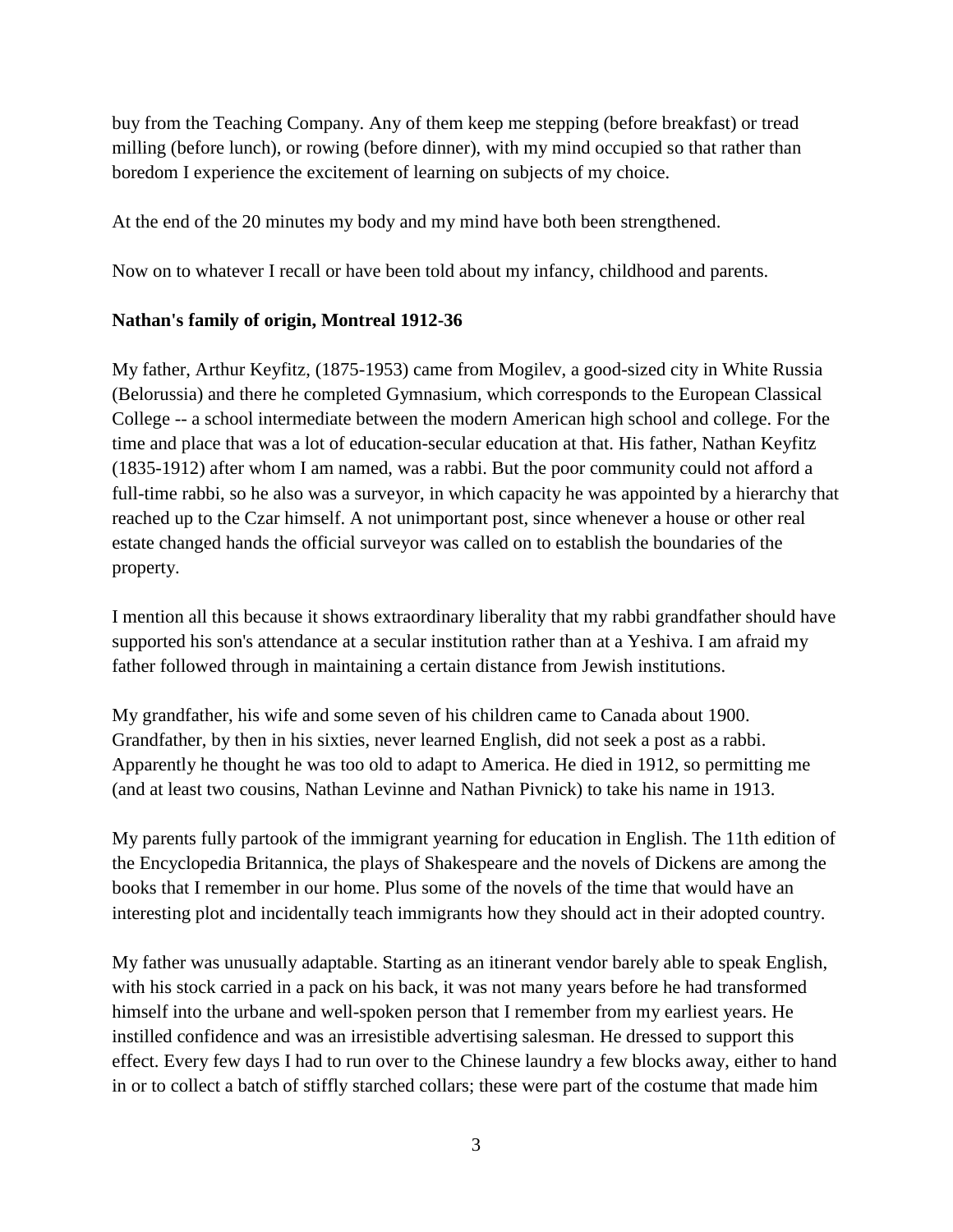buy from the Teaching Company. Any of them keep me stepping (before breakfast) or tread milling (before lunch), or rowing (before dinner), with my mind occupied so that rather than boredom I experience the excitement of learning on subjects of my choice.

At the end of the 20 minutes my body and my mind have both been strengthened.

Now on to whatever I recall or have been told about my infancy, childhood and parents.

**Nathan's family of origin, Montreal 1912-36**

My father, Arthur Keyfitz, (1875-1953) came from Mogilev, a good-sized city in White Russia (Belorussia) and there he completed Gymnasium, which corresponds to the European Classical College -- a school intermediate between the modern American high school and college. For the time and place that was a lot of education-secular education at that. His father, Nathan Keyfitz (1835-1912) after whom I am named, was a rabbi. But the poor community could not afford a full-time rabbi, so he also was a surveyor, in which capacity he was appointed by a hierarchy that reached up to the Czar himself. A not unimportant post, since whenever a house or other real estate changed hands the official surveyor was called on to establish the boundaries of the property.

I mention all this because it shows extraordinary liberality that my rabbi grandfather should have supported his son's attendance at a secular institution rather than at a Yeshiva. I am afraid my father followed through in maintaining a certain distance from Jewish institutions.

My grandfather, his wife and some seven of his children came to Canada about 1900. Grandfather, by then in his sixties, never learned English, did not seek a post as a rabbi. Apparently he thought he was too old to adapt to America. He died in 1912, so permitting me (and at least two cousins, Nathan Levinne and Nathan Pivnick) to take his name in 1913.

My parents fully partook of the immigrant yearning for education in English. The 11th edition of the Encyclopedia Britannica, the plays of Shakespeare and the novels of Dickens are among the books that I remember in our home. Plus some of the novels of the time that would have an interesting plot and incidentally teach immigrants how they should act in their adopted country.

My father was unusually adaptable. Starting as an itinerant vendor barely able to speak English, with his stock carried in a pack on his back, it was not many years before he had transformed himself into the urbane and well-spoken person that I remember from my earliest years. He instilled confidence and was an irresistible advertising salesman. He dressed to support this effect. Every few days I had to run over to the Chinese laundry a few blocks away, either to hand in or to collect a batch of stiffly starched collars; these were part of the costume that made him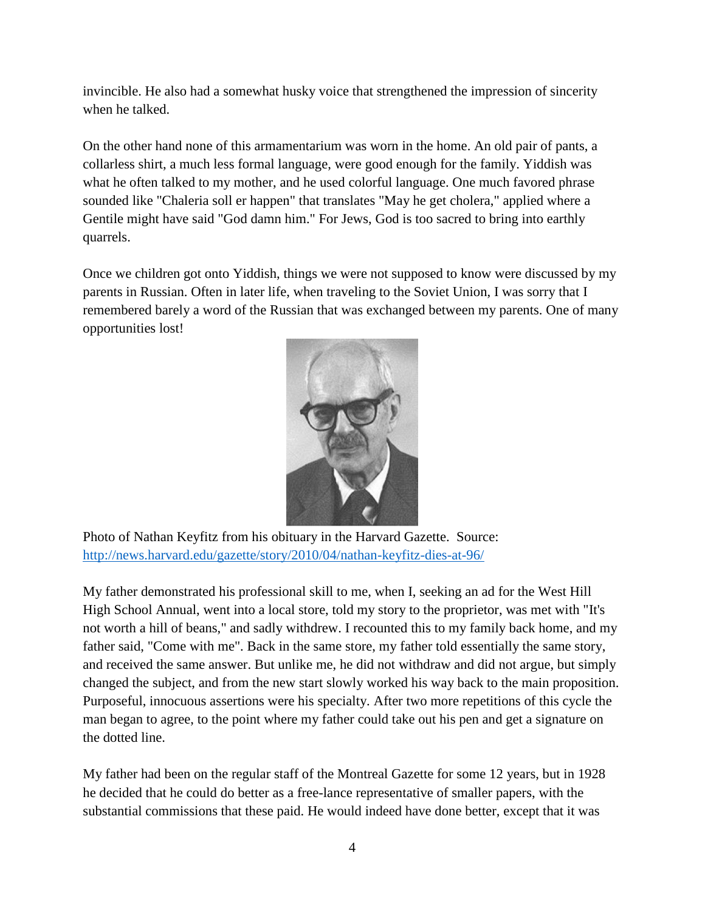invincible. He also had a somewhat husky voice that strengthened the impression of sincerity when he talked.

On the other hand none of this armamentarium was worn in the home. An old pair of pants, a collarless shirt, a much less formal language, were good enough for the family. Yiddish was what he often talked to my mother, and he used colorful language. One much favored phrase sounded like "Chaleria soll er happen" that translates "May he get cholera," applied where a Gentile might have said "God damn him." For Jews, God is too sacred to bring into earthly quarrels.

Once we children got onto Yiddish, things we were not supposed to know were discussed by my parents in Russian. Often in later life, when traveling to the Soviet Union, I was sorry that I remembered barely a word of the Russian that was exchanged between my parents. One of many opportunities lost!

Photo of Nathan Keyfitz from his obituary in the Harvard Gazette. Source: http://news.harvard.edu/gazette/story/2010/04/nathan-keyfitz-dies-at-96/

My father demonstrated his professional skill to me, when I, seeking an ad for the West Hill High School Annual, went into a local store, told my story to the proprietor, was met with "It's not worth a hill of beans," and sadly withdrew. I recounted this to my family back home, and my father said, "Come with me". Back in the same store, my father told essentially the same story, and received the same answer. But unlike me, he did not withdraw and did not argue, but simply changed the subject, and from the new start slowly worked his way back to the main proposition. Purposeful, innocuous assertions were his specialty. After two more repetitions of this cycle the man began to agree, to the point where my father could take out his pen and get a signature on the dotted line.

My father had been on the regular staff of the Montreal Gazette for some 12 years, but in 1928 he decided that he could do better as a free-lance representative of smaller papers, with the substantial commissions that these paid. He would indeed have done better, except that it was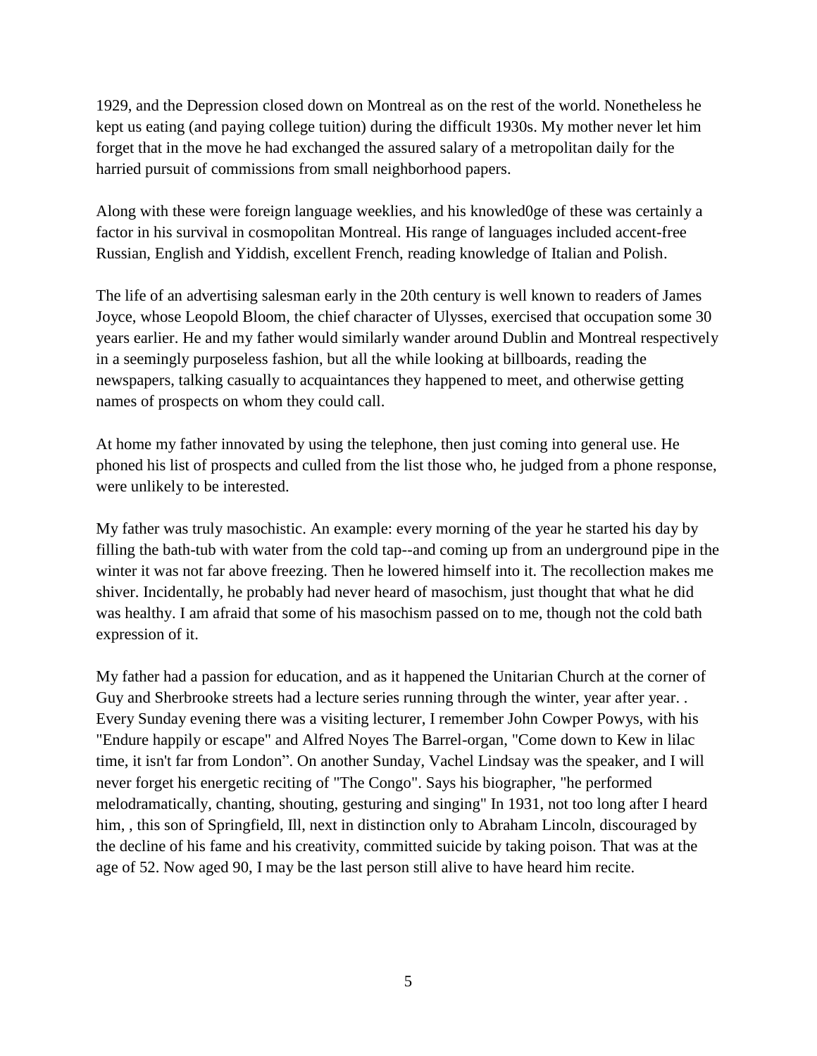1929, and the Depression closed down on Montreal as on the rest of the world. Nonetheless he kept us eating (and paying college tuition) during the difficult 1930s. My mother never let him forget that in the move he had exchanged the assured salary of a metropolitan daily for the harried pursuit of commissions from small neighborhood papers.

Along with these were foreign language weeklies, and his knowled0ge of these was certainly a factor in his survival in cosmopolitan Montreal. His range of languages included accent-free Russian, English and Yiddish, excellent French, reading knowledge of Italian and Polish.

The life of an advertising salesman early in the 20th century is well known to readers of James Joyce, whose Leopold Bloom, the chief character of Ulysses, exercised that occupation some 30 years earlier. He and my father would similarly wander around Dublin and Montreal respectively in a seemingly purposeless fashion, but all the while looking at billboards, reading the newspapers, talking casually to acquaintances they happened to meet, and otherwise getting names of prospects on whom they could call.

At home my father innovated by using the telephone, then just coming into general use. He phoned his list of prospects and culled from the list those who, he judged from a phone response, were unlikely to be interested.

My father was truly masochistic. An example: every morning of the year he started his day by filling the bath-tub with water from the cold tap--and coming up from an underground pipe in the winter it was not far above freezing. Then he lowered himself into it. The recollection makes me shiver. Incidentally, he probably had never heard of masochism, just thought that what he did was healthy. I am afraid that some of his masochism passed on to me, though not the cold bath expression of it.

My father had a passion for education, and as it happened the Unitarian Church at the corner of Guy and Sherbrooke streets had a lecture series running through the winter, year after year. . Every Sunday evening there was a visiting lecturer, I remember John Cowper Powys, with his "Endure happily or escape" and Alfred Noyes The Barrel-organ, "Come down to Kew in lilac time, it isn't far from London". On another Sunday, Vachel Lindsay was the speaker, and I will never forget his energetic reciting of "The Congo". Says his biographer, "he performed melodramatically, chanting, shouting, gesturing and singing" In 1931, not too long after I heard him, , this son of Springfield, Ill, next in distinction only to Abraham Lincoln, discouraged by the decline of his fame and his creativity, committed suicide by taking poison. That was at the age of 52. Now aged 90, I may be the last person still alive to have heard him recite.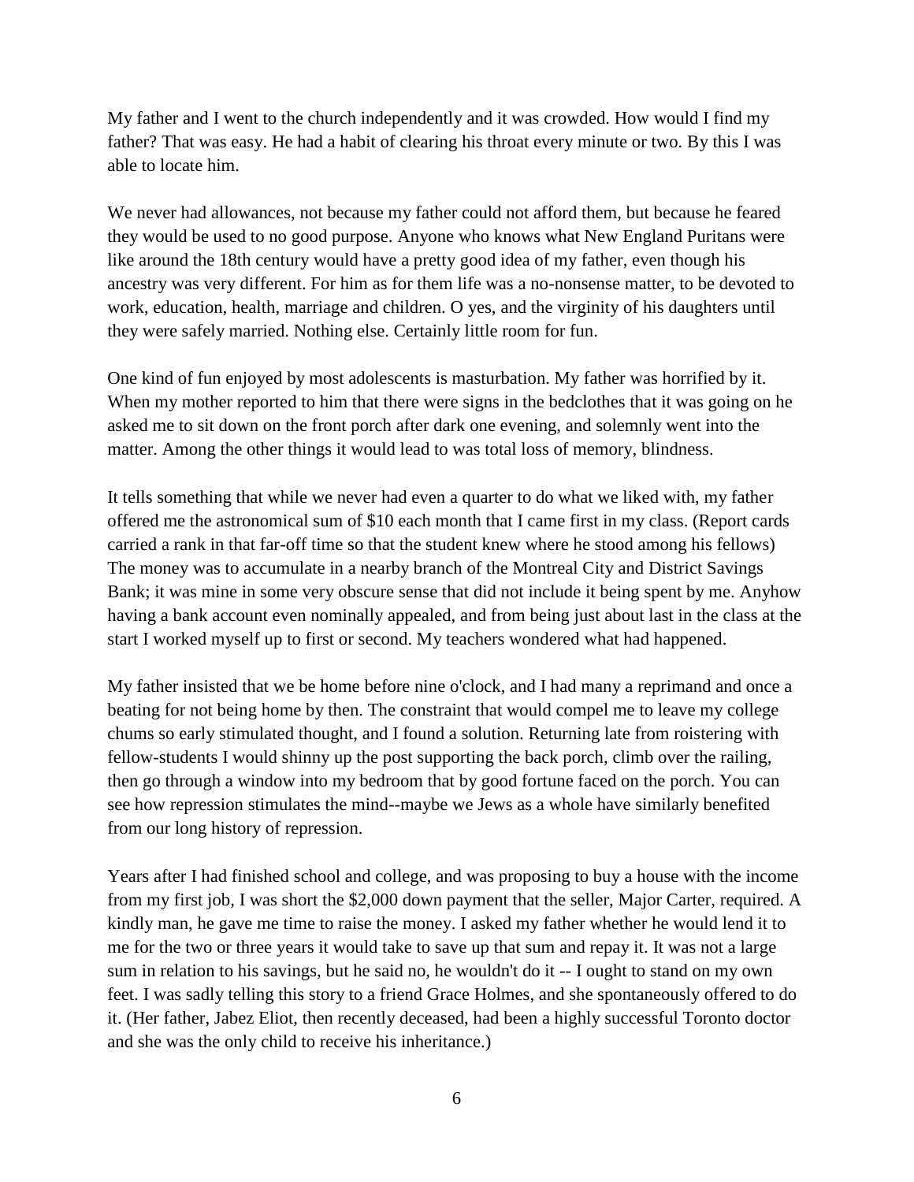My father and I went to the church independently and it was crowded. How would I find my father? That was easy. He had a habit of clearing his throat every minute or two. By this I was able to locate him.

We never had allowances, not because my father could not afford them, but because he feared they would be used to no good purpose. Anyone who knows what New England Puritans were like around the 18th century would have a pretty good idea of my father, even though his ancestry was very different. For him as for them life was a no-nonsense matter, to be devoted to work, education, health, marriage and children. O yes, and the virginity of his daughters until they were safely married. Nothing else. Certainly little room for fun.

One kind of fun enjoyed by most adolescents is masturbation. My father was horrified by it. When my mother reported to him that there were signs in the bedclothes that it was going on he asked me to sit down on the front porch after dark one evening, and solemnly went into the matter. Among the other things it would lead to was total loss of memory, blindness.

It tells something that while we never had even a quarter to do what we liked with, my father offered me the astronomical sum of $10 each month that I came first in my class. (Report cards carried a rank in that far-off time so that the student knew where he stood among his fellows) The money was to accumulate in a nearby branch of the Montreal City and District Savings Bank; it was mine in some very obscure sense that did not include it being spent by me. Anyhow having a bank account even nominally appealed, and from being just about last in the class at the start I worked myself up to first or second. My teachers wondered what had happened.

My father insisted that we be home before nine o'clock, and I had many a reprimand and once a beating for not being home by then. The constraint that would compel me to leave my college chums so early stimulated thought, and I found a solution. Returning late from roistering with fellow-students I would shinny up the post supporting the back porch, climb over the railing, then go through a window into my bedroom that by good fortune faced on the porch. You can see how repression stimulates the mind--maybe we Jews as a whole have similarly benefited from our long history of repression.

Years after I had finished school and college, and was proposing to buy a house with the income from my first job, I was short the $2,000 down payment that the seller, Major Carter, required. A kindly man, he gave me time to raise the money. I asked my father whether he would lend it to me for the two or three years it would take to save up that sum and repay it. It was not a large sum in relation to his savings, but he said no, he wouldn't do it -- I ought to stand on my own feet. I was sadly telling this story to a friend Grace Holmes, and she spontaneously offered to do it. (Her father, Jabez Eliot, then recently deceased, had been a highly successful Toronto doctor and she was the only child to receive his inheritance.)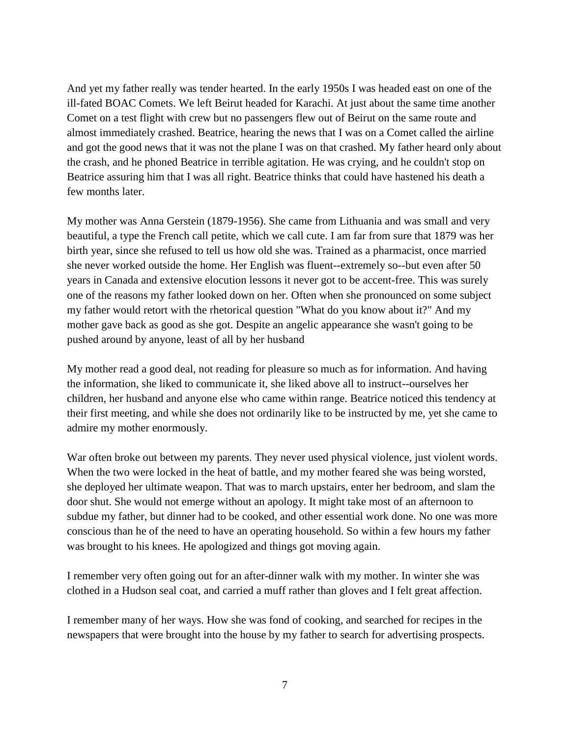And yet my father really was tender hearted. In the early 1950s I was headed east on one of the ill-fated BOAC Comets. We left Beirut headed for Karachi. At just about the same time another Comet on a test flight with crew but no passengers flew out of Beirut on the same route and almost immediately crashed. Beatrice, hearing the news that I was on a Comet called the airline and got the good news that it was not the plane I was on that crashed. My father heard only about the crash, and he phoned Beatrice in terrible agitation. He was crying, and he couldn't stop on Beatrice assuring him that I was all right. Beatrice thinks that could have hastened his death a few months later.

My mother was Anna Gerstein (1879-1956). She came from Lithuania and was small and very beautiful, a type the French call petite, which we call cute. I am far from sure that 1879 was her birth year, since she refused to tell us how old she was. Trained as a pharmacist, once married she never worked outside the home. Her English was fluent--extremely so--but even after 50 years in Canada and extensive elocution lessons it never got to be accent-free. This was surely one of the reasons my father looked down on her. Often when she pronounced on some subject my father would retort with the rhetorical question "What do you know about it?" And my mother gave back as good as she got. Despite an angelic appearance she wasn't going to be pushed around by anyone, least of all by her husband

My mother read a good deal, not reading for pleasure so much as for information. And having the information, she liked to communicate it, she liked above all to instruct--ourselves her children, her husband and anyone else who came within range. Beatrice noticed this tendency at their first meeting, and while she does not ordinarily like to be instructed by me, yet she came to admire my mother enormously.

War often broke out between my parents. They never used physical violence, just violent words. When the two were locked in the heat of battle, and my mother feared she was being worsted, she deployed her ultimate weapon. That was to march upstairs, enter her bedroom, and slam the door shut. She would not emerge without an apology. It might take most of an afternoon to subdue my father, but dinner had to be cooked, and other essential work done. No one was more conscious than he of the need to have an operating household. So within a few hours my father was brought to his knees. He apologized and things got moving again.

I remember very often going out for an after-dinner walk with my mother. In winter she was clothed in a Hudson seal coat, and carried a muff rather than gloves and I felt great affection.

I remember many of her ways. How she was fond of cooking, and searched for recipes in the newspapers that were brought into the house by my father to search for advertising prospects.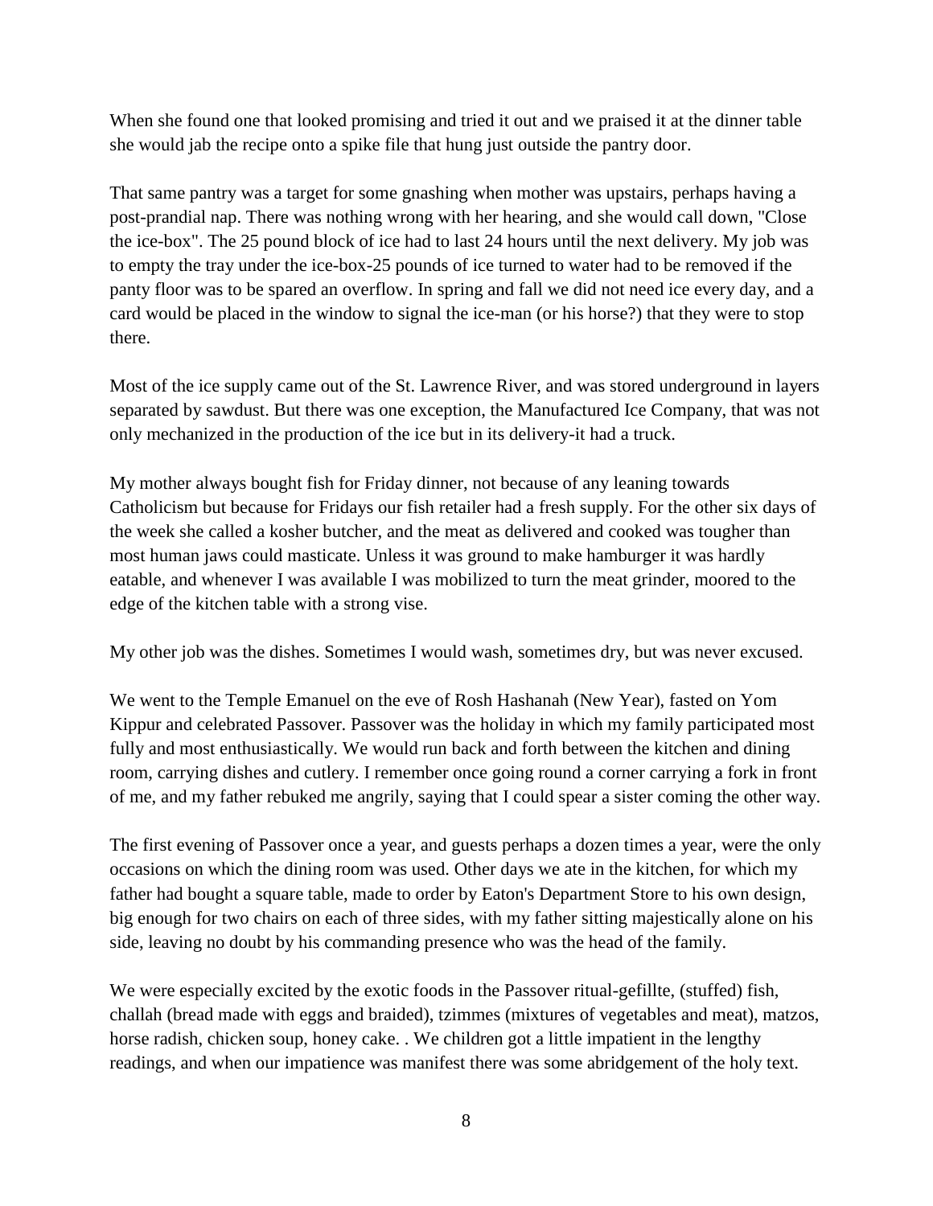When she found one that looked promising and tried it out and we praised it at the dinner table she would jab the recipe onto a spike file that hung just outside the pantry door.

That same pantry was a target for some gnashing when mother was upstairs, perhaps having a post-prandial nap. There was nothing wrong with her hearing, and she would call down, "Close the ice-box". The 25 pound block of ice had to last 24 hours until the next delivery. My job was to empty the tray under the ice-box-25 pounds of ice turned to water had to be removed if the panty floor was to be spared an overflow. In spring and fall we did not need ice every day, and a card would be placed in the window to signal the ice-man (or his horse?) that they were to stop there.

Most of the ice supply came out of the St. Lawrence River, and was stored underground in layers separated by sawdust. But there was one exception, the Manufactured Ice Company, that was not only mechanized in the production of the ice but in its delivery-it had a truck.

My mother always bought fish for Friday dinner, not because of any leaning towards Catholicism but because for Fridays our fish retailer had a fresh supply. For the other six days of the week she called a kosher butcher, and the meat as delivered and cooked was tougher than most human jaws could masticate. Unless it was ground to make hamburger it was hardly eatable, and whenever I was available I was mobilized to turn the meat grinder, moored to the edge of the kitchen table with a strong vise.

My other job was the dishes. Sometimes I would wash, sometimes dry, but was never excused.

We went to the Temple Emanuel on the eve of Rosh Hashanah (New Year), fasted on Yom Kippur and celebrated Passover. Passover was the holiday in which my family participated most fully and most enthusiastically. We would run back and forth between the kitchen and dining room, carrying dishes and cutlery. I remember once going round a corner carrying a fork in front of me, and my father rebuked me angrily, saying that I could spear a sister coming the other way.

The first evening of Passover once a year, and guests perhaps a dozen times a year, were the only occasions on which the dining room was used. Other days we ate in the kitchen, for which my father had bought a square table, made to order by Eaton's Department Store to his own design, big enough for two chairs on each of three sides, with my father sitting majestically alone on his side, leaving no doubt by his commanding presence who was the head of the family.

We were especially excited by the exotic foods in the Passover ritual-gefillte, (stuffed) fish, challah (bread made with eggs and braided), tzimmes (mixtures of vegetables and meat), matzos, horse radish, chicken soup, honey cake. . We children got a little impatient in the lengthy readings, and when our impatience was manifest there was some abridgement of the holy text.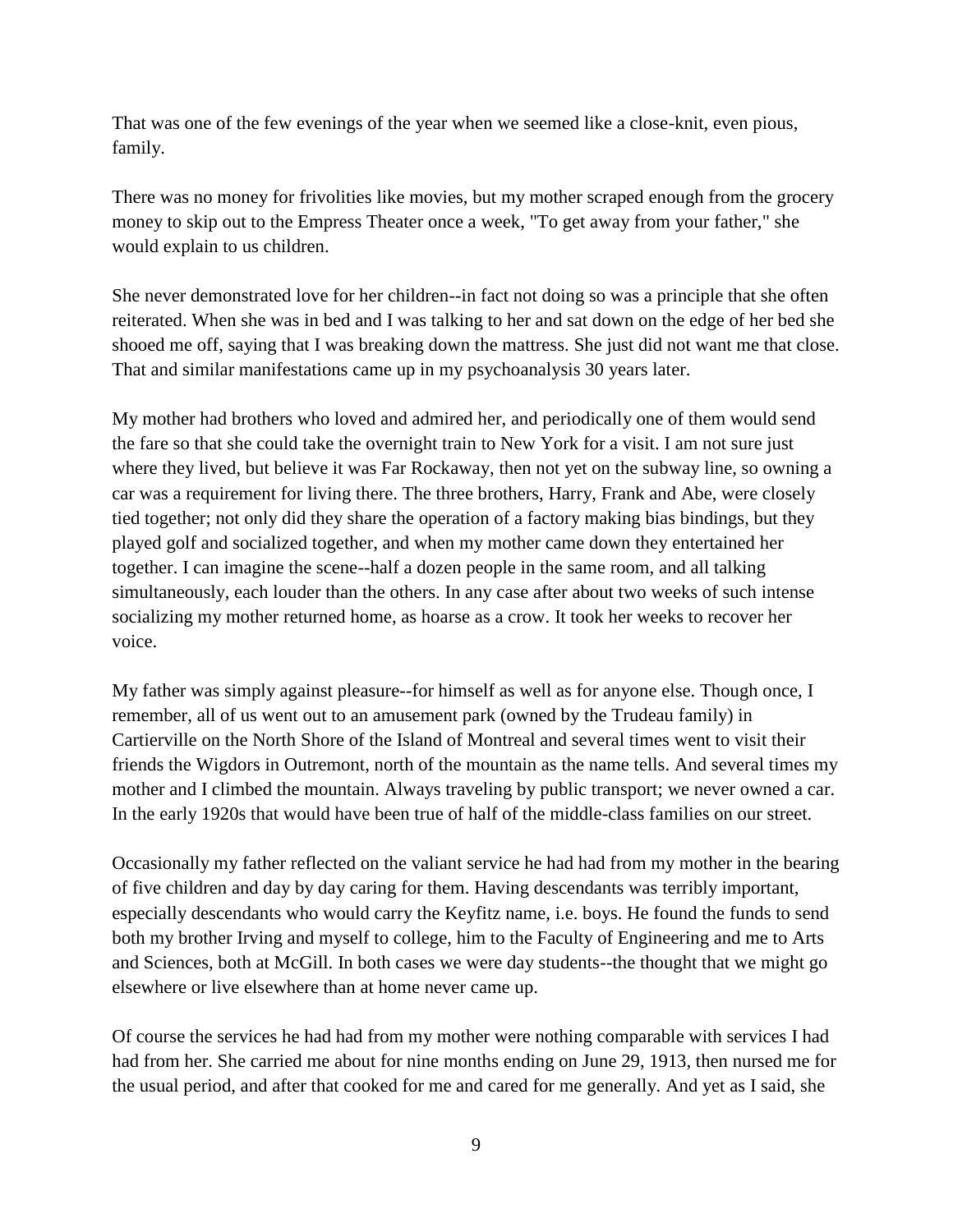That was one of the few evenings of the year when we seemed like a close-knit, even pious, family.

There was no money for frivolities like movies, but my mother scraped enough from the grocery money to skip out to the Empress Theater once a week, "To get away from your father," she would explain to us children.

She never demonstrated love for her children--in fact not doing so was a principle that she often reiterated. When she was in bed and I was talking to her and sat down on the edge of her bed she shooed me off, saying that I was breaking down the mattress. She just did not want me that close. That and similar manifestations came up in my psychoanalysis 30 years later.

My mother had brothers who loved and admired her, and periodically one of them would send the fare so that she could take the overnight train to New York for a visit. I am not sure just where they lived, but believe it was Far Rockaway, then not yet on the subway line, so owning a car was a requirement for living there. The three brothers, Harry, Frank and Abe, were closely tied together; not only did they share the operation of a factory making bias bindings, but they played golf and socialized together, and when my mother came down they entertained her together. I can imagine the scene--half a dozen people in the same room, and all talking simultaneously, each louder than the others. In any case after about two weeks of such intense socializing my mother returned home, as hoarse as a crow. It took her weeks to recover her voice.

My father was simply against pleasure--for himself as well as for anyone else. Though once, I remember, all of us went out to an amusement park (owned by the Trudeau family) in Cartierville on the North Shore of the Island of Montreal and several times went to visit their friends the Wigdors in Outremont, north of the mountain as the name tells. And several times my mother and I climbed the mountain. Always traveling by public transport; we never owned a car. In the early 1920s that would have been true of half of the middle-class families on our street.

Occasionally my father reflected on the valiant service he had had from my mother in the bearing of five children and day by day caring for them. Having descendants was terribly important, especially descendants who would carry the Keyfitz name, i.e. boys. He found the funds to send both my brother Irving and myself to college, him to the Faculty of Engineering and me to Arts and Sciences, both at McGill. In both cases we were day students--the thought that we might go elsewhere or live elsewhere than at home never came up.

Of course the services he had had from my mother were nothing comparable with services I had had from her. She carried me about for nine months ending on June 29, 1913, then nursed me for the usual period, and after that cooked for me and cared for me generally. And yet as I said, she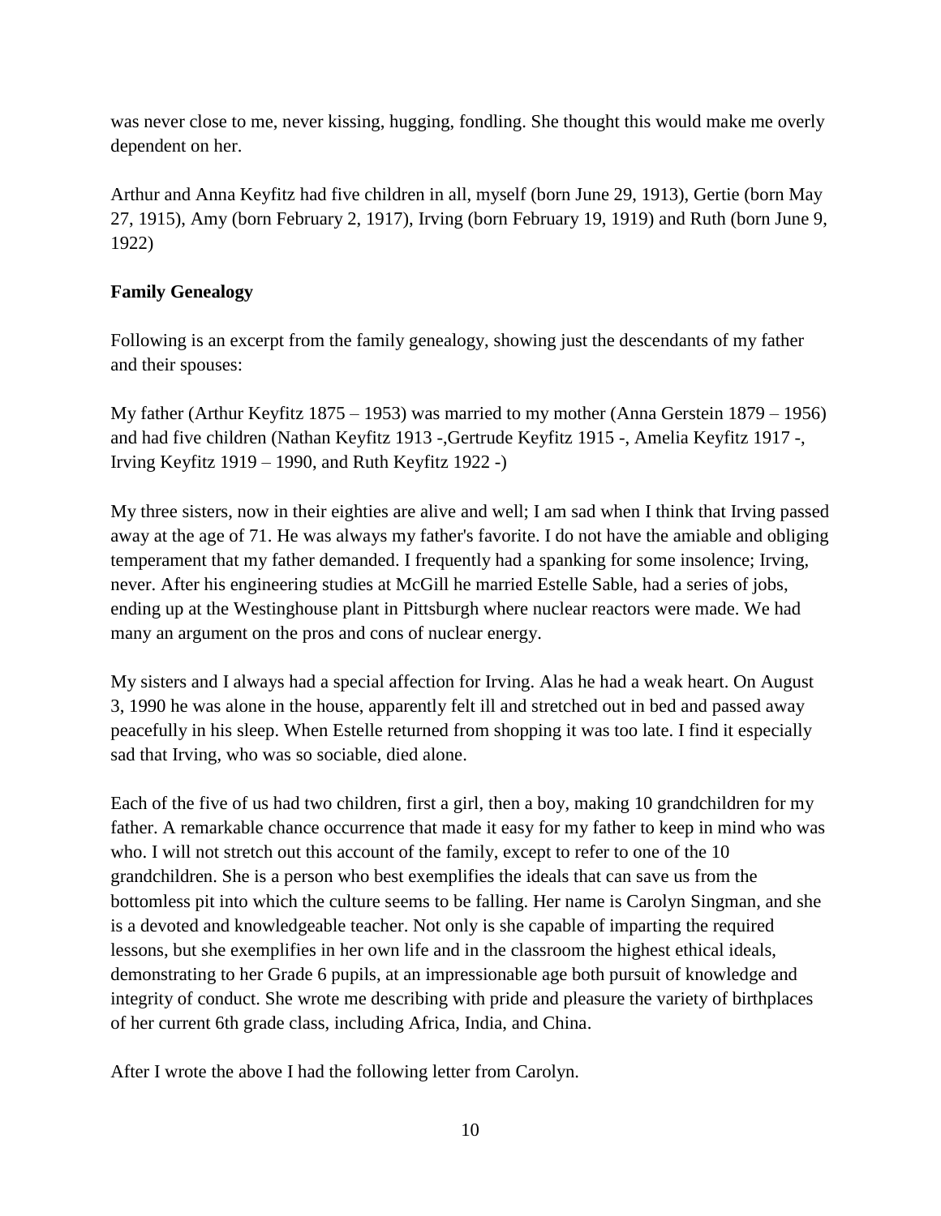was never close to me, never kissing, hugging, fondling. She thought this would make me overly dependent on her.

Arthur and Anna Keyfitz had five children in all, myself (born June 29, 1913), Gertie (born May 27, 1915), Amy (born February 2, 1917), Irving (born February 19, 1919) and Ruth (born June 9, 1922)

**Family Genealogy**

Following is an excerpt from the family genealogy, showing just the descendants of my father and their spouses:

My father (Arthur Keyfitz 1875 – 1953) was married to my mother (Anna Gerstein 1879 – 1956) and had five children (Nathan Keyfitz 1913 -,Gertrude Keyfitz 1915 -, Amelia Keyfitz 1917 -, Irving Keyfitz 1919 – 1990, and Ruth Keyfitz 1922 -)

My three sisters, now in their eighties are alive and well; I am sad when I think that Irving passed away at the age of 71. He was always my father's favorite. I do not have the amiable and obliging temperament that my father demanded. I frequently had a spanking for some insolence; Irving, never. After his engineering studies at McGill he married Estelle Sable, had a series of jobs, ending up at the Westinghouse plant in Pittsburgh where nuclear reactors were made. We had many an argument on the pros and cons of nuclear energy.

My sisters and I always had a special affection for Irving. Alas he had a weak heart. On August 3, 1990 he was alone in the house, apparently felt ill and stretched out in bed and passed away peacefully in his sleep. When Estelle returned from shopping it was too late. I find it especially sad that Irving, who was so sociable, died alone.

Each of the five of us had two children, first a girl, then a boy, making 10 grandchildren for my father. A remarkable chance occurrence that made it easy for my father to keep in mind who was who. I will not stretch out this account of the family, except to refer to one of the 10 grandchildren. She is a person who best exemplifies the ideals that can save us from the bottomless pit into which the culture seems to be falling. Her name is Carolyn Singman, and she is a devoted and knowledgeable teacher. Not only is she capable of imparting the required lessons, but she exemplifies in her own life and in the classroom the highest ethical ideals, demonstrating to her Grade 6 pupils, at an impressionable age both pursuit of knowledge and integrity of conduct. She wrote me describing with pride and pleasure the variety of birthplaces of her current 6th grade class, including Africa, India, and China.

After I wrote the above I had the following letter from Carolyn.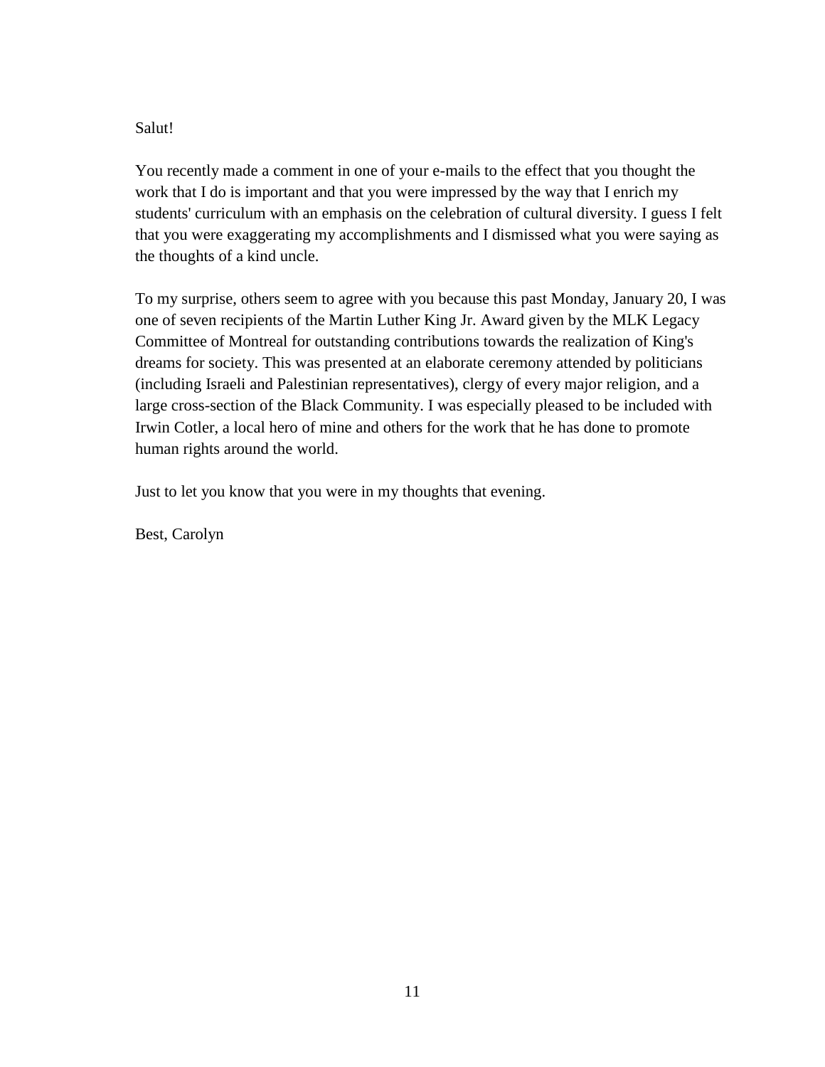Salut!

You recently made a comment in one of your e-mails to the effect that you thought the work that I do is important and that you were impressed by the way that I enrich my students' curriculum with an emphasis on the celebration of cultural diversity. I guess I felt that you were exaggerating my accomplishments and I dismissed what you were saying as the thoughts of a kind uncle.

To my surprise, others seem to agree with you because this past Monday, January 20, I was one of seven recipients of the Martin Luther King Jr. Award given by the MLK Legacy Committee of Montreal for outstanding contributions towards the realization of King's dreams for society. This was presented at an elaborate ceremony attended by politicians (including Israeli and Palestinian representatives), clergy of every major religion, and a large cross-section of the Black Community. I was especially pleased to be included with Irwin Cotler, a local hero of mine and others for the work that he has done to promote human rights around the world.

Just to let you know that you were in my thoughts that evening.

Best, Carolyn